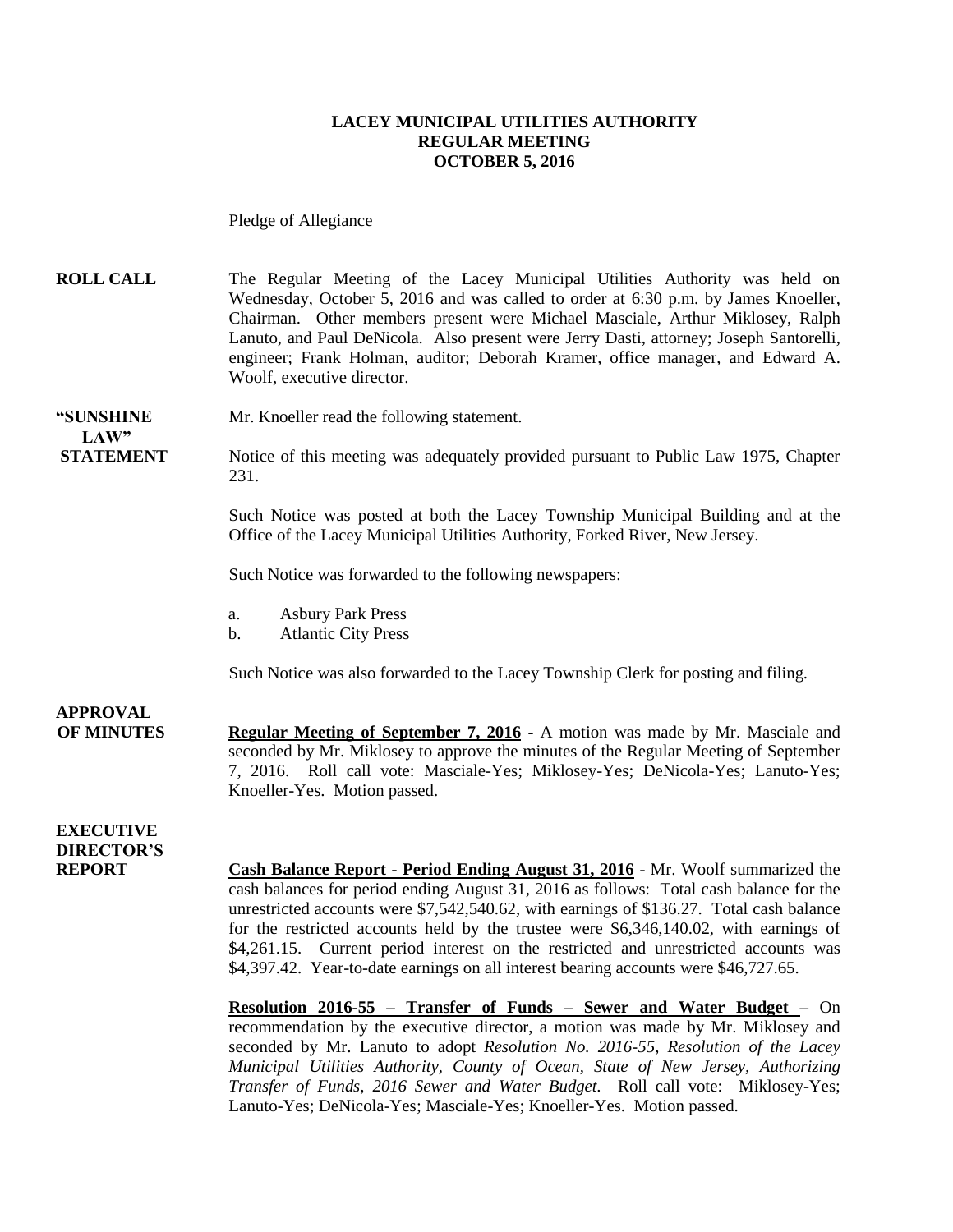**LACEY MUNICIPAL UTILITIES AUTHORITY**
**REGULAR MEETING**
**OCTOBER 5, 2016**

Pledge of Allegiance

**ROLL CALL**

The Regular Meeting of the Lacey Municipal Utilities Authority was held on Wednesday, October 5, 2016 and was called to order at 6:30 p.m. by James Knoeller, Chairman. Other members present were Michael Masciale, Arthur Miklosey, Ralph Lanuto, and Paul DeNicola. Also present were Jerry Dasti, attorney; Joseph Santorelli, engineer; Frank Holman, auditor; Deborah Kramer, office manager, and Edward A. Woolf, executive director.

**"SUNSHINE LAW" STATEMENT**

Mr. Knoeller read the following statement.

Notice of this meeting was adequately provided pursuant to Public Law 1975, Chapter 231.

Such Notice was posted at both the Lacey Township Municipal Building and at the Office of the Lacey Municipal Utilities Authority, Forked River, New Jersey.

Such Notice was forwarded to the following newspapers:

a. Asbury Park Press
b. Atlantic City Press

Such Notice was also forwarded to the Lacey Township Clerk for posting and filing.

**APPROVAL OF MINUTES**

**Regular Meeting of September 7, 2016** - A motion was made by Mr. Masciale and seconded by Mr. Miklosey to approve the minutes of the Regular Meeting of September 7, 2016. Roll call vote: Masciale-Yes; Miklosey-Yes; DeNicola-Yes; Lanuto-Yes; Knoeller-Yes. Motion passed.

**EXECUTIVE DIRECTOR'S REPORT**

**Cash Balance Report - Period Ending August 31, 2016** - Mr. Woolf summarized the cash balances for period ending August 31, 2016 as follows: Total cash balance for the unrestricted accounts were $7,542,540.62, with earnings of $136.27. Total cash balance for the restricted accounts held by the trustee were $6,346,140.02, with earnings of $4,261.15. Current period interest on the restricted and unrestricted accounts was $4,397.42. Year-to-date earnings on all interest bearing accounts were $46,727.65.

**Resolution 2016-55 – Transfer of Funds – Sewer and Water Budget** – On recommendation by the executive director, a motion was made by Mr. Miklosey and seconded by Mr. Lanuto to adopt *Resolution No. 2016-55, Resolution of the Lacey Municipal Utilities Authority, County of Ocean, State of New Jersey, Authorizing Transfer of Funds, 2016 Sewer and Water Budget.* Roll call vote: Miklosey-Yes; Lanuto-Yes; DeNicola-Yes; Masciale-Yes; Knoeller-Yes. Motion passed.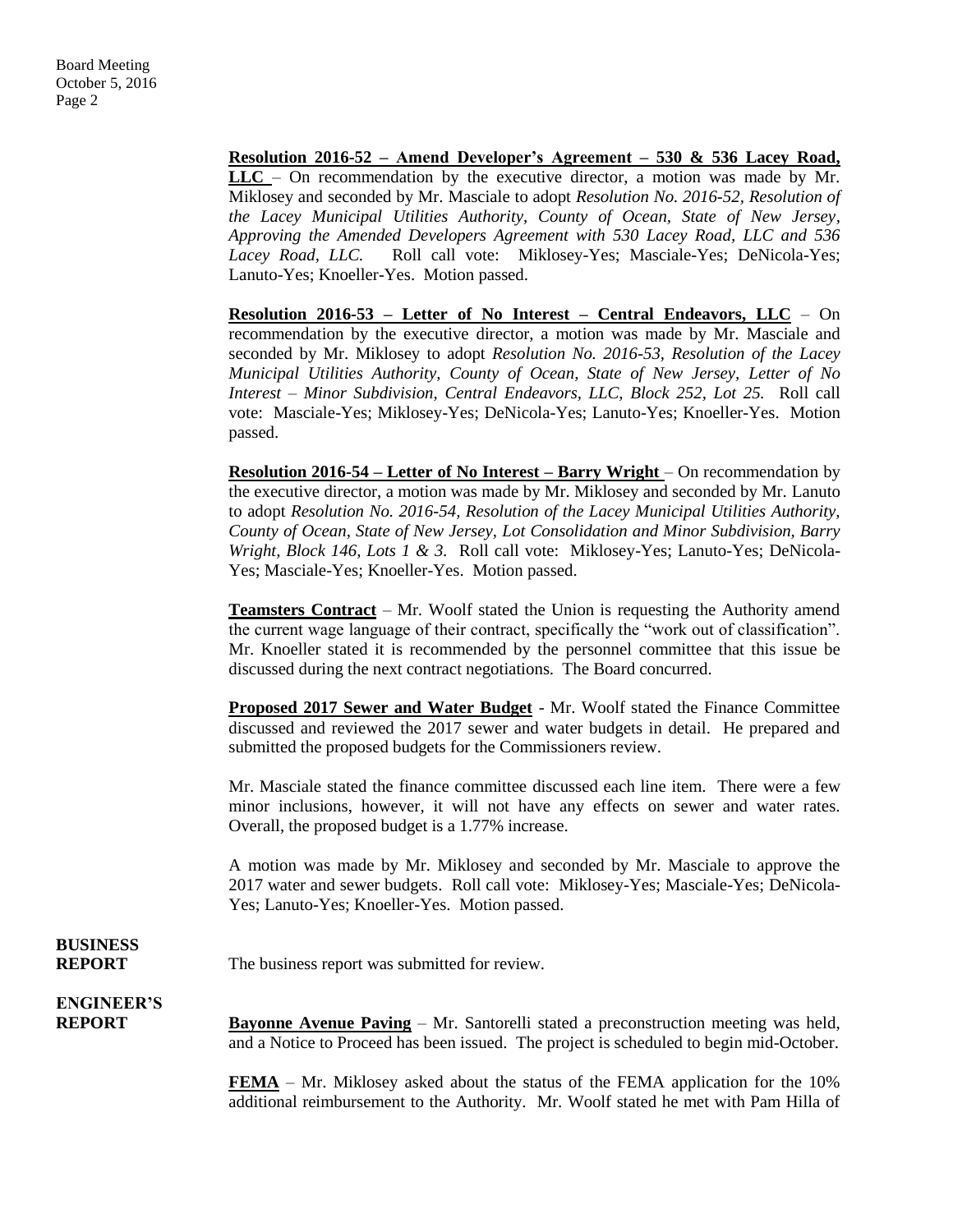**Resolution 2016-52 – Amend Developer's Agreement – 530 & 536 Lacey Road, LLC** – On recommendation by the executive director, a motion was made by Mr. Miklosey and seconded by Mr. Masciale to adopt *Resolution No. 2016-52, Resolution of the Lacey Municipal Utilities Authority, County of Ocean, State of New Jersey, Approving the Amended Developers Agreement with 530 Lacey Road, LLC and 536 Lacey Road, LLC.* Roll call vote: Miklosey-Yes; Masciale-Yes; DeNicola-Yes; Lanuto-Yes; Knoeller-Yes. Motion passed.

**Resolution 2016-53 – Letter of No Interest – Central Endeavors, LLC** – On recommendation by the executive director, a motion was made by Mr. Masciale and seconded by Mr. Miklosey to adopt *Resolution No. 2016-53, Resolution of the Lacey Municipal Utilities Authority, County of Ocean, State of New Jersey, Letter of No Interest – Minor Subdivision, Central Endeavors, LLC, Block 252, Lot 25.* Roll call vote: Masciale-Yes; Miklosey-Yes; DeNicola-Yes; Lanuto-Yes; Knoeller-Yes. Motion passed.

**Resolution 2016-54 – Letter of No Interest – Barry Wright** – On recommendation by the executive director, a motion was made by Mr. Miklosey and seconded by Mr. Lanuto to adopt *Resolution No. 2016-54, Resolution of the Lacey Municipal Utilities Authority, County of Ocean, State of New Jersey, Lot Consolidation and Minor Subdivision, Barry Wright, Block 146, Lots 1 & 3.* Roll call vote: Miklosey-Yes; Lanuto-Yes; DeNicola-Yes; Masciale-Yes; Knoeller-Yes. Motion passed.

**Teamsters Contract** – Mr. Woolf stated the Union is requesting the Authority amend the current wage language of their contract, specifically the "work out of classification". Mr. Knoeller stated it is recommended by the personnel committee that this issue be discussed during the next contract negotiations. The Board concurred.

**Proposed 2017 Sewer and Water Budget** - Mr. Woolf stated the Finance Committee discussed and reviewed the 2017 sewer and water budgets in detail. He prepared and submitted the proposed budgets for the Commissioners review.

Mr. Masciale stated the finance committee discussed each line item. There were a few minor inclusions, however, it will not have any effects on sewer and water rates. Overall, the proposed budget is a 1.77% increase.

A motion was made by Mr. Miklosey and seconded by Mr. Masciale to approve the 2017 water and sewer budgets. Roll call vote: Miklosey-Yes; Masciale-Yes; DeNicola-Yes; Lanuto-Yes; Knoeller-Yes. Motion passed.

**BUSINESS REPORT**

The business report was submitted for review.

**ENGINEER'S REPORT**

**Bayonne Avenue Paving** – Mr. Santorelli stated a preconstruction meeting was held, and a Notice to Proceed has been issued. The project is scheduled to begin mid-October.

**FEMA** – Mr. Miklosey asked about the status of the FEMA application for the 10% additional reimbursement to the Authority. Mr. Woolf stated he met with Pam Hilla of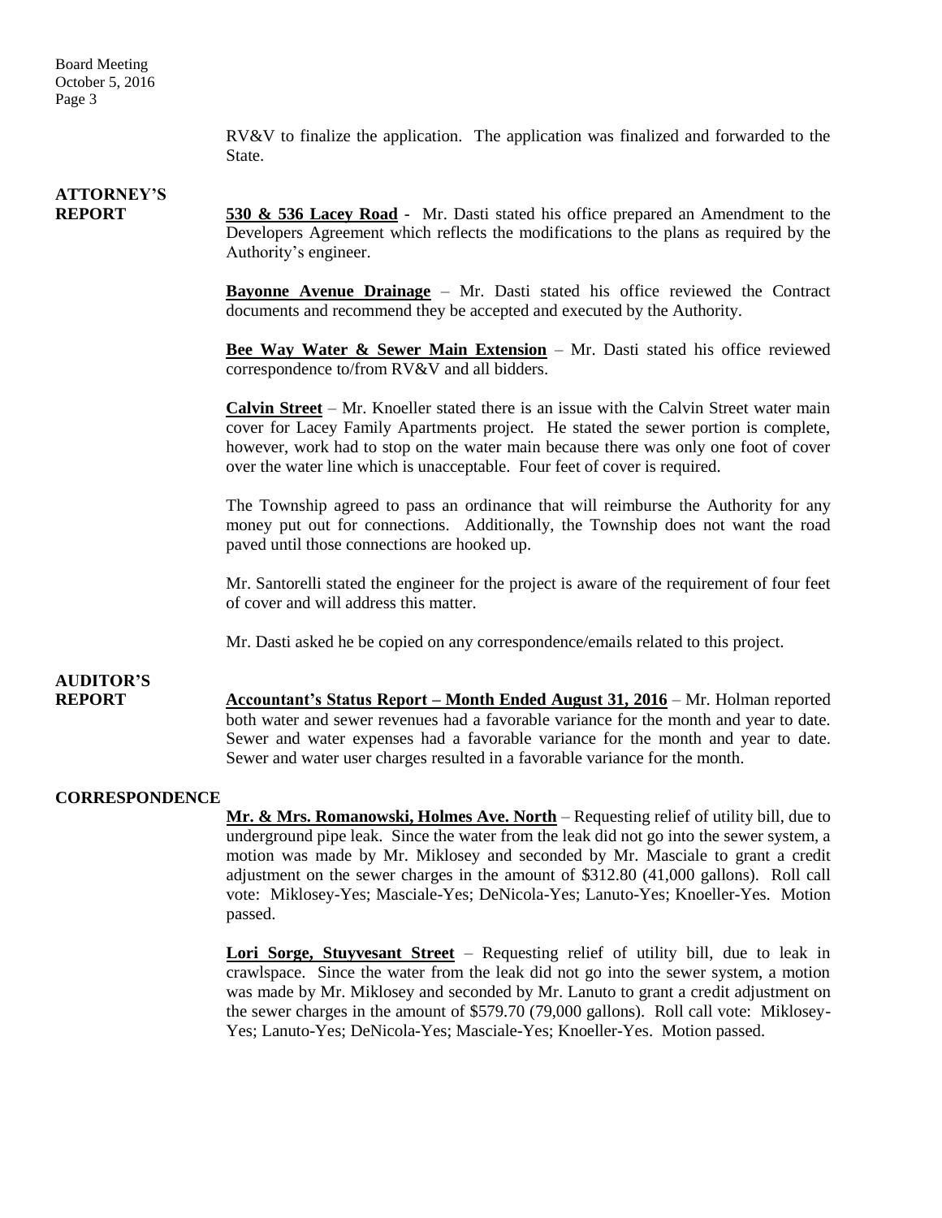RV&V to finalize the application. The application was finalized and forwarded to the State.

**ATTORNEY'S REPORT**

**530 & 536 Lacey Road** - Mr. Dasti stated his office prepared an Amendment to the Developers Agreement which reflects the modifications to the plans as required by the Authority's engineer.

**Bayonne Avenue Drainage** – Mr. Dasti stated his office reviewed the Contract documents and recommend they be accepted and executed by the Authority.

**Bee Way Water & Sewer Main Extension** – Mr. Dasti stated his office reviewed correspondence to/from RV&V and all bidders.

**Calvin Street** – Mr. Knoeller stated there is an issue with the Calvin Street water main cover for Lacey Family Apartments project. He stated the sewer portion is complete, however, work had to stop on the water main because there was only one foot of cover over the water line which is unacceptable. Four feet of cover is required.

The Township agreed to pass an ordinance that will reimburse the Authority for any money put out for connections. Additionally, the Township does not want the road paved until those connections are hooked up.

Mr. Santorelli stated the engineer for the project is aware of the requirement of four feet of cover and will address this matter.

Mr. Dasti asked he be copied on any correspondence/emails related to this project.

**AUDITOR'S REPORT**

**Accountant's Status Report – Month Ended August 31, 2016** – Mr. Holman reported both water and sewer revenues had a favorable variance for the month and year to date. Sewer and water expenses had a favorable variance for the month and year to date. Sewer and water user charges resulted in a favorable variance for the month.

**CORRESPONDENCE**

**Mr. & Mrs. Romanowski, Holmes Ave. North** – Requesting relief of utility bill, due to underground pipe leak. Since the water from the leak did not go into the sewer system, a motion was made by Mr. Miklosey and seconded by Mr. Masciale to grant a credit adjustment on the sewer charges in the amount of $312.80 (41,000 gallons). Roll call vote: Miklosey-Yes; Masciale-Yes; DeNicola-Yes; Lanuto-Yes; Knoeller-Yes. Motion passed.

**Lori Sorge, Stuyvesant Street** – Requesting relief of utility bill, due to leak in crawlspace. Since the water from the leak did not go into the sewer system, a motion was made by Mr. Miklosey and seconded by Mr. Lanuto to grant a credit adjustment on the sewer charges in the amount of $579.70 (79,000 gallons). Roll call vote: Miklosey-Yes; Lanuto-Yes; DeNicola-Yes; Masciale-Yes; Knoeller-Yes. Motion passed.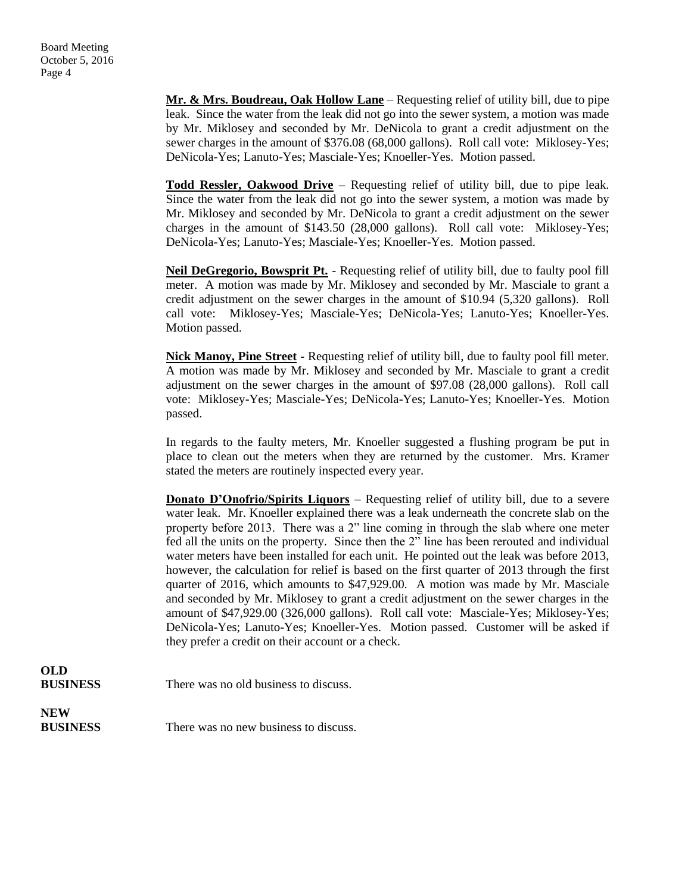**Mr. & Mrs. Boudreau, Oak Hollow Lane** – Requesting relief of utility bill, due to pipe leak. Since the water from the leak did not go into the sewer system, a motion was made by Mr. Miklosey and seconded by Mr. DeNicola to grant a credit adjustment on the sewer charges in the amount of $376.08 (68,000 gallons). Roll call vote: Miklosey-Yes; DeNicola-Yes; Lanuto-Yes; Masciale-Yes; Knoeller-Yes. Motion passed.

**Todd Ressler, Oakwood Drive** – Requesting relief of utility bill, due to pipe leak. Since the water from the leak did not go into the sewer system, a motion was made by Mr. Miklosey and seconded by Mr. DeNicola to grant a credit adjustment on the sewer charges in the amount of $143.50 (28,000 gallons). Roll call vote: Miklosey-Yes; DeNicola-Yes; Lanuto-Yes; Masciale-Yes; Knoeller-Yes. Motion passed.

**Neil DeGregorio, Bowsprit Pt.** - Requesting relief of utility bill, due to faulty pool fill meter. A motion was made by Mr. Miklosey and seconded by Mr. Masciale to grant a credit adjustment on the sewer charges in the amount of $10.94 (5,320 gallons). Roll call vote: Miklosey-Yes; Masciale-Yes; DeNicola-Yes; Lanuto-Yes; Knoeller-Yes. Motion passed.

**Nick Manoy, Pine Street** - Requesting relief of utility bill, due to faulty pool fill meter. A motion was made by Mr. Miklosey and seconded by Mr. Masciale to grant a credit adjustment on the sewer charges in the amount of $97.08 (28,000 gallons). Roll call vote: Miklosey-Yes; Masciale-Yes; DeNicola-Yes; Lanuto-Yes; Knoeller-Yes. Motion passed.

In regards to the faulty meters, Mr. Knoeller suggested a flushing program be put in place to clean out the meters when they are returned by the customer. Mrs. Kramer stated the meters are routinely inspected every year.

**Donato D'Onofrio/Spirits Liquors** – Requesting relief of utility bill, due to a severe water leak. Mr. Knoeller explained there was a leak underneath the concrete slab on the property before 2013. There was a 2" line coming in through the slab where one meter fed all the units on the property. Since then the 2" line has been rerouted and individual water meters have been installed for each unit. He pointed out the leak was before 2013, however, the calculation for relief is based on the first quarter of 2013 through the first quarter of 2016, which amounts to $47,929.00. A motion was made by Mr. Masciale and seconded by Mr. Miklosey to grant a credit adjustment on the sewer charges in the amount of $47,929.00 (326,000 gallons). Roll call vote: Masciale-Yes; Miklosey-Yes; DeNicola-Yes; Lanuto-Yes; Knoeller-Yes. Motion passed. Customer will be asked if they prefer a credit on their account or a check.

**OLD BUSINESS** There was no old business to discuss.

**NEW BUSINESS** There was no new business to discuss.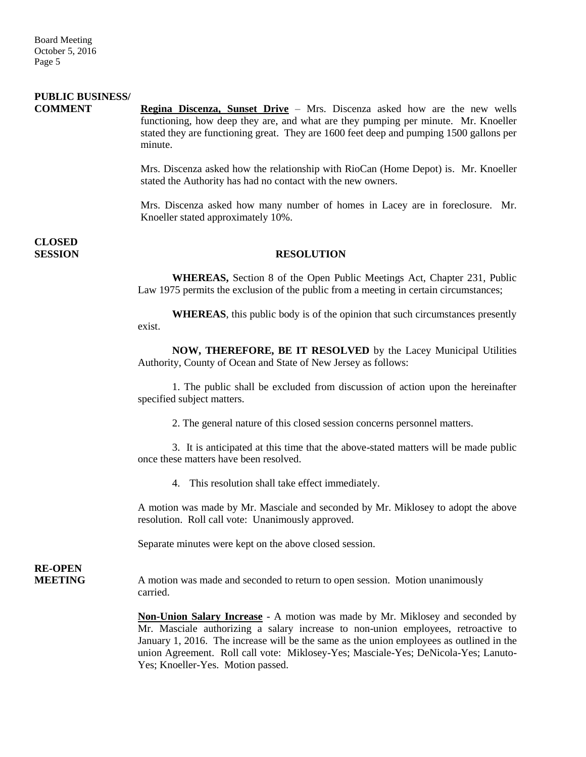**PUBLIC BUSINESS/ COMMENT**

**Regina Discenza, Sunset Drive** – Mrs. Discenza asked how are the new wells functioning, how deep they are, and what are they pumping per minute. Mr. Knoeller stated they are functioning great. They are 1600 feet deep and pumping 1500 gallons per minute.

Mrs. Discenza asked how the relationship with RioCan (Home Depot) is. Mr. Knoeller stated the Authority has had no contact with the new owners.

Mrs. Discenza asked how many number of homes in Lacey are in foreclosure. Mr. Knoeller stated approximately 10%.

**CLOSED SESSION**

**RESOLUTION**

**WHEREAS,** Section 8 of the Open Public Meetings Act, Chapter 231, Public Law 1975 permits the exclusion of the public from a meeting in certain circumstances;

**WHEREAS**, this public body is of the opinion that such circumstances presently exist.

**NOW, THEREFORE, BE IT RESOLVED** by the Lacey Municipal Utilities Authority, County of Ocean and State of New Jersey as follows:

1. The public shall be excluded from discussion of action upon the hereinafter specified subject matters.

2. The general nature of this closed session concerns personnel matters.

3. It is anticipated at this time that the above-stated matters will be made public once these matters have been resolved.

4. This resolution shall take effect immediately.

A motion was made by Mr. Masciale and seconded by Mr. Miklosey to adopt the above resolution. Roll call vote: Unanimously approved.

Separate minutes were kept on the above closed session.

**RE-OPEN MEETING**

A motion was made and seconded to return to open session. Motion unanimously carried.

**Non-Union Salary Increase** - A motion was made by Mr. Miklosey and seconded by Mr. Masciale authorizing a salary increase to non-union employees, retroactive to January 1, 2016. The increase will be the same as the union employees as outlined in the union Agreement. Roll call vote: Miklosey-Yes; Masciale-Yes; DeNicola-Yes; Lanuto-Yes; Knoeller-Yes. Motion passed.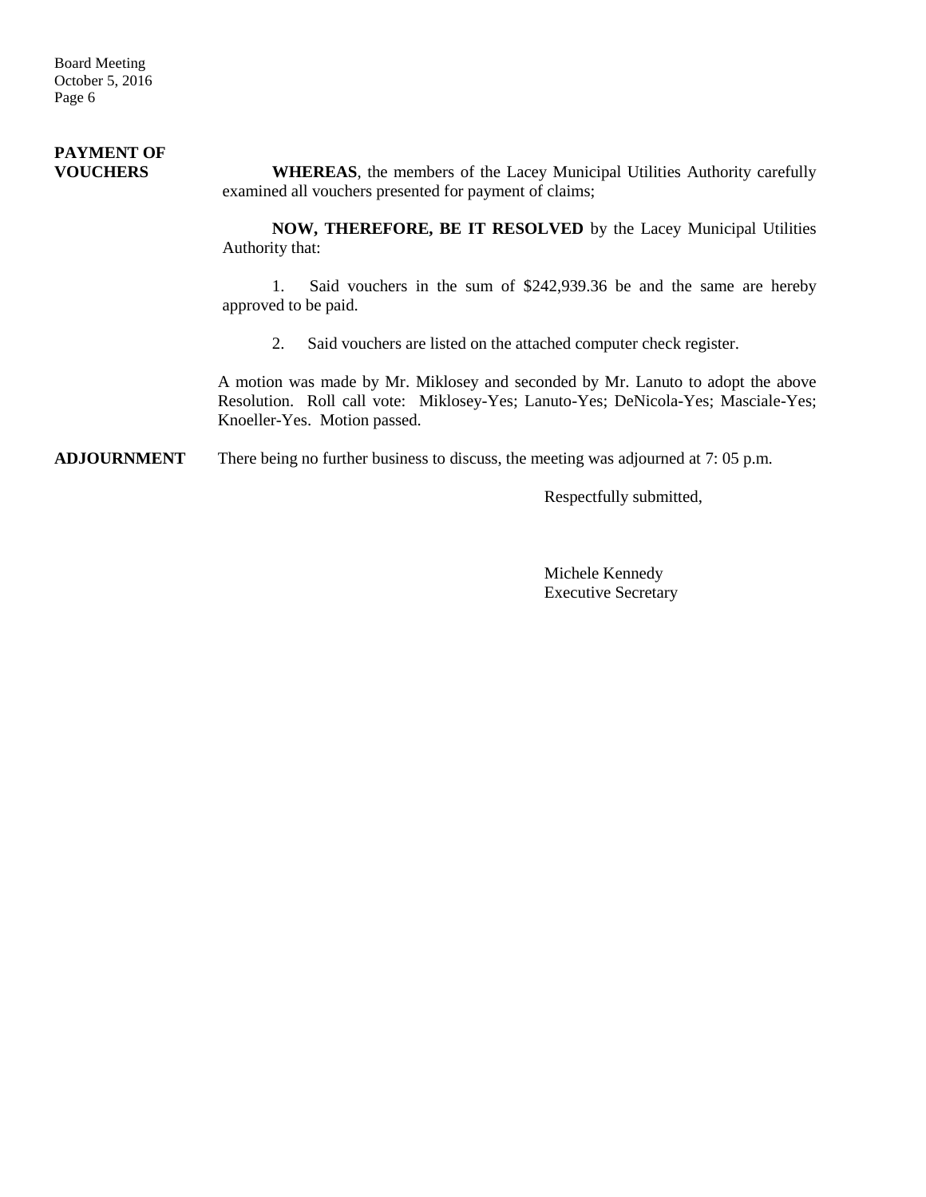**PAYMENT OF VOUCHERS**

**WHEREAS**, the members of the Lacey Municipal Utilities Authority carefully examined all vouchers presented for payment of claims;

**NOW, THEREFORE, BE IT RESOLVED** by the Lacey Municipal Utilities Authority that:

1. Said vouchers in the sum of $242,939.36 be and the same are hereby approved to be paid.

2. Said vouchers are listed on the attached computer check register.

A motion was made by Mr. Miklosey and seconded by Mr. Lanuto to adopt the above Resolution. Roll call vote: Miklosey-Yes; Lanuto-Yes; DeNicola-Yes; Masciale-Yes; Knoeller-Yes. Motion passed.

**ADJOURNMENT** There being no further business to discuss, the meeting was adjourned at 7: 05 p.m.

Respectfully submitted,

Michele Kennedy
Executive Secretary